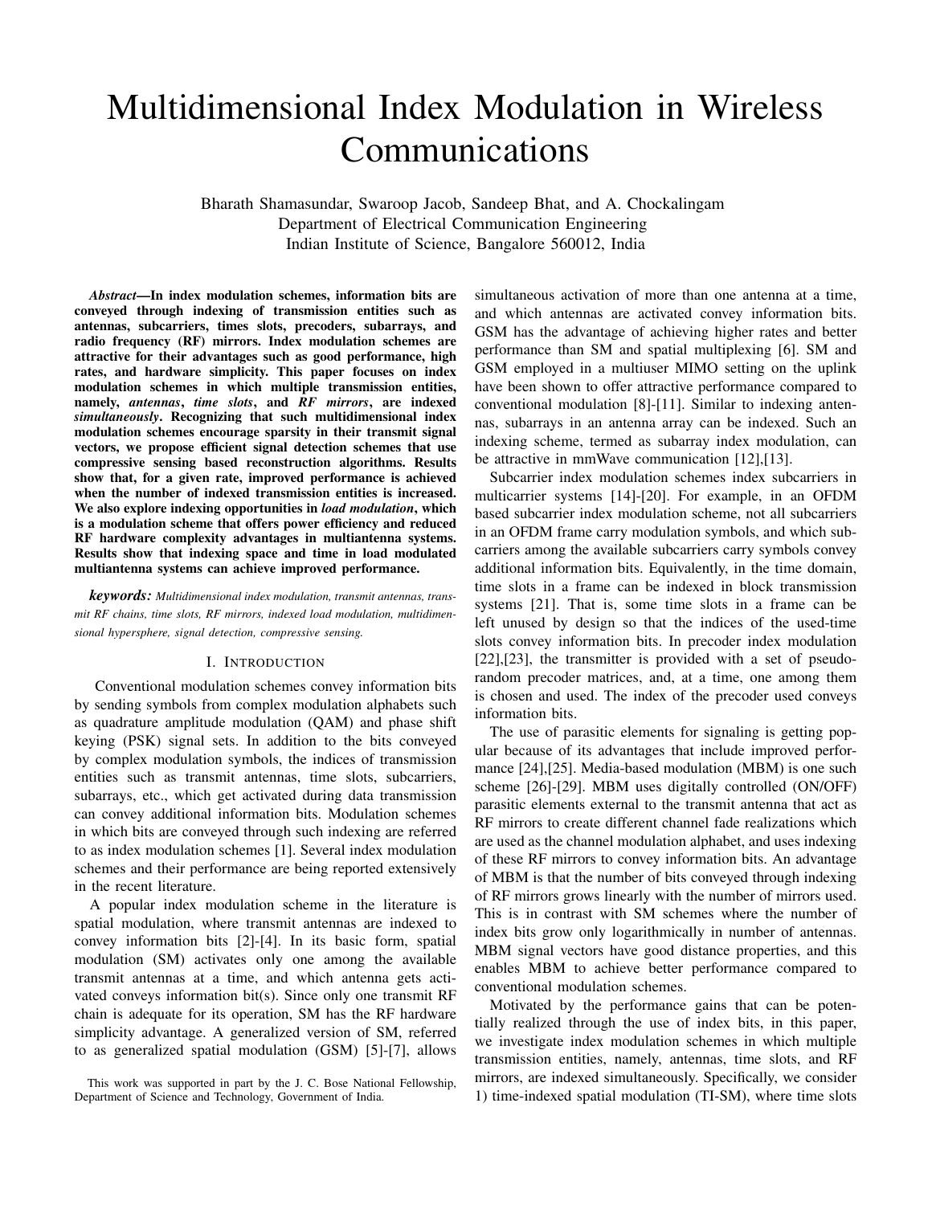# Multidimensional Index Modulation in Wireless Communications

Bharath Shamasundar, Swaroop Jacob, Sandeep Bhat, and A. Chockalingam
Department of Electrical Communication Engineering
Indian Institute of Science, Bangalore 560012, India

***Abstract*—In index modulation schemes, information bits are conveyed through indexing of transmission entities such as antennas, subcarriers, times slots, precoders, subarrays, and radio frequency (RF) mirrors. Index modulation schemes are attractive for their advantages such as good performance, high rates, and hardware simplicity. This paper focuses on index modulation schemes in which multiple transmission entities, namely, *antennas*, *time slots*, and *RF mirrors*, are indexed *simultaneously*. Recognizing that such multidimensional index modulation schemes encourage sparsity in their transmit signal vectors, we propose efficient signal detection schemes that use compressive sensing based reconstruction algorithms. Results show that, for a given rate, improved performance is achieved when the number of indexed transmission entities is increased. We also explore indexing opportunities in *load modulation*, which is a modulation scheme that offers power efficiency and reduced RF hardware complexity advantages in multiantenna systems. Results show that indexing space and time in load modulated multiantenna systems can achieve improved performance.**

***keywords:*** *Multidimensional index modulation, transmit antennas, transmit RF chains, time slots, RF mirrors, indexed load modulation, multidimensional hypersphere, signal detection, compressive sensing.*

## I. Introduction

Conventional modulation schemes convey information bits by sending symbols from complex modulation alphabets such as quadrature amplitude modulation (QAM) and phase shift keying (PSK) signal sets. In addition to the bits conveyed by complex modulation symbols, the indices of transmission entities such as transmit antennas, time slots, subcarriers, subarrays, etc., which get activated during data transmission can convey additional information bits. Modulation schemes in which bits are conveyed through such indexing are referred to as index modulation schemes [1]. Several index modulation schemes and their performance are being reported extensively in the recent literature.

A popular index modulation scheme in the literature is spatial modulation, where transmit antennas are indexed to convey information bits [2]-[4]. In its basic form, spatial modulation (SM) activates only one among the available transmit antennas at a time, and which antenna gets activated conveys information bit(s). Since only one transmit RF chain is adequate for its operation, SM has the RF hardware simplicity advantage. A generalized version of SM, referred to as generalized spatial modulation (GSM) [5]-[7], allows simultaneous activation of more than one antenna at a time, and which antennas are activated convey information bits. GSM has the advantage of achieving higher rates and better performance than SM and spatial multiplexing [6]. SM and GSM employed in a multiuser MIMO setting on the uplink have been shown to offer attractive performance compared to conventional modulation [8]-[11]. Similar to indexing antennas, subarrays in an antenna array can be indexed. Such an indexing scheme, termed as subarray index modulation, can be attractive in mmWave communication [12],[13].

Subcarrier index modulation schemes index subcarriers in multicarrier systems [14]-[20]. For example, in an OFDM based subcarrier index modulation scheme, not all subcarriers in an OFDM frame carry modulation symbols, and which subcarriers among the available subcarriers carry symbols convey additional information bits. Equivalently, in the time domain, time slots in a frame can be indexed in block transmission systems [21]. That is, some time slots in a frame can be left unused by design so that the indices of the used-time slots convey information bits. In precoder index modulation [22],[23], the transmitter is provided with a set of pseudo-random precoder matrices, and, at a time, one among them is chosen and used. The index of the precoder used conveys information bits.

The use of parasitic elements for signaling is getting popular because of its advantages that include improved performance [24],[25]. Media-based modulation (MBM) is one such scheme [26]-[29]. MBM uses digitally controlled (ON/OFF) parasitic elements external to the transmit antenna that act as RF mirrors to create different channel fade realizations which are used as the channel modulation alphabet, and uses indexing of these RF mirrors to convey information bits. An advantage of MBM is that the number of bits conveyed through indexing of RF mirrors grows linearly with the number of mirrors used. This is in contrast with SM schemes where the number of index bits grow only logarithmically in number of antennas. MBM signal vectors have good distance properties, and this enables MBM to achieve better performance compared to conventional modulation schemes.

Motivated by the performance gains that can be potentially realized through the use of index bits, in this paper, we investigate index modulation schemes in which multiple transmission entities, namely, antennas, time slots, and RF mirrors, are indexed simultaneously. Specifically, we consider 1) time-indexed spatial modulation (TI-SM), where time slots

This work was supported in part by the J. C. Bose National Fellowship, Department of Science and Technology, Government of India.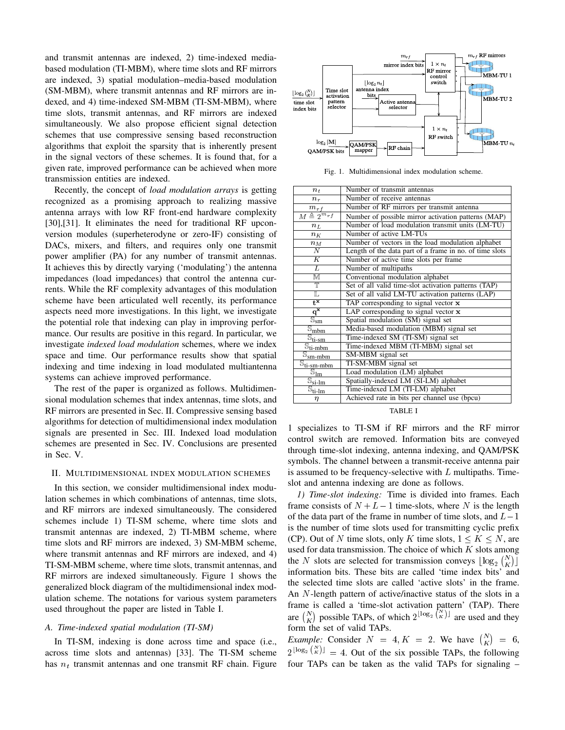and transmit antennas are indexed, 2) time-indexed media-based modulation (TI-MBM), where time slots and RF mirrors are indexed, 3) spatial modulation–media-based modulation (SM-MBM), where transmit antennas and RF mirrors are indexed, and 4) time-indexed SM-MBM (TI-SM-MBM), where time slots, transmit antennas, and RF mirrors are indexed simultaneously. We also propose efficient signal detection schemes that use compressive sensing based reconstruction algorithms that exploit the sparsity that is inherently present in the signal vectors of these schemes. It is found that, for a given rate, improved performance can be achieved when more transmission entities are indexed.

Recently, the concept of *load modulation arrays* is getting recognized as a promising approach to realizing massive antenna arrays with low RF front-end hardware complexity [30],[31]. It eliminates the need for traditional RF upconversion modules (superheterodyne or zero-IF) consisting of DACs, mixers, and filters, and requires only one transmit power amplifier (PA) for any number of transmit antennas. It achieves this by directly varying ('modulating') the antenna impedances (load impedances) that control the antenna currents. While the RF complexity advantages of this modulation scheme have been articulated well recently, its performance aspects need more investigations. In this light, we investigate the potential role that indexing can play in improving performance. Our results are positive in this regard. In particular, we investigate *indexed load modulation* schemes, where we index space and time. Our performance results show that spatial indexing and time indexing in load modulated multiantenna systems can achieve improved performance.

The rest of the paper is organized as follows. Multidimensional modulation schemes that index antennas, time slots, and RF mirrors are presented in Sec. II. Compressive sensing based algorithms for detection of multidimensional index modulation signals are presented in Sec. III. Indexed load modulation schemes are presented in Sec. IV. Conclusions are presented in Sec. V.

## II. Multidimensional index modulation schemes

In this section, we consider multidimensional index modulation schemes in which combinations of antennas, time slots, and RF mirrors are indexed simultaneously. The considered schemes include 1) TI-SM scheme, where time slots and transmit antennas are indexed, 2) TI-MBM scheme, where time slots and RF mirrors are indexed, 3) SM-MBM scheme, where transmit antennas and RF mirrors are indexed, and 4) TI-SM-MBM scheme, where time slots, transmit antennas, and RF mirrors are indexed simultaneously. Figure 1 shows the generalized block diagram of the multidimensional index modulation scheme. The notations for various system parameters used throughout the paper are listed in Table I.

### A. Time-indexed spatial modulation (TI-SM)

In TI-SM, indexing is done across time and space (i.e., across time slots and antennas) [33]. The TI-SM scheme has $n_t$ transmit antennas and one transmit RF chain. Figure 1 specializes to TI-SM if RF mirrors and the RF mirror control switch are removed. Information bits are conveyed through time-slot indexing, antenna indexing, and QAM/PSK symbols. The channel between a transmit-receive antenna pair is assumed to be frequency-selective with $L$ multipaths. Time-slot and antenna indexing are done as follows.

Fig. 1. Multidimensional index modulation scheme.

| | |
|---|---|
| $n_t$ | Number of transmit antennas |
| $n_r$ | Number of receive antennas |
| $m_{rf}$ | Number of RF mirrors per transmit antenna |
| $M \triangleq 2^{m_{rf}}$ | Number of possible mirror activation patterns (MAP) |
| $n_L$ | Number of load modulation transmit units (LM-TU) |
| $n_K$ | Number of active LM-TUs |
| $n_M$ | Number of vectors in the load modulation alphabet |
| $N$ | Length of the data part of a frame in no. of time slots |
| $K$ | Number of active time slots per frame |
| $L$ | Number of multipaths |
| $\mathbb{M}$ | Conventional modulation alphabet |
| $\mathbb{T}$ | Set of all valid time-slot activation patterns (TAP) |
| $\mathbb{L}$ | Set of all valid LM-TU activation patterns (LAP) |
| $\mathbf{t}^{\mathbf{x}}$ | TAP corresponding to signal vector $\mathbf{x}$ |
| $\mathbf{q}^{\mathbf{x}}$ | LAP corresponding to signal vector $\mathbf{x}$ |
| $\mathbb{S}_{\text{sm}}$ | Spatial modulation (SM) signal set |
| $\mathbb{S}_{\text{mbm}}$ | Media-based modulation (MBM) signal set |
| $\mathbb{S}_{\text{ti-sm}}$ | Time-indexed SM (TI-SM) signal set |
| $\mathbb{S}_{\text{ti-mbm}}$ | Time-indexed MBM (TI-MBM) signal set |
| $\mathbb{S}_{\text{sm-mbm}}$ | SM-MBM signal set |
| $\mathbb{S}_{\text{ti-sm-mbm}}$ | TI-SM-MBM signal set |
| $\mathbb{S}_{\text{lm}}$ | Load modulation (LM) alphabet |
| $\mathbb{S}_{\text{si-lm}}$ | Spatially-indexed LM (SI-LM) alphabet |
| $\mathbb{S}_{\text{ti-lm}}$ | Time-indexed LM (TI-LM) alphabet |
| $\eta$ | Achieved rate in bits per channel use (bpcu) |

TABLE I

*1) Time-slot indexing:* Time is divided into frames. Each frame consists of $N+L-1$ time-slots, where $N$ is the length of the data part of the frame in number of time slots, and $L-1$ is the number of time slots used for transmitting cyclic prefix (CP). Out of $N$ time slots, only $K$ time slots, $1 \leq K \leq N$, are used for data transmission. The choice of which $K$ slots among the $N$ slots are selected for transmission conveys $\lfloor \log_2 \binom{N}{K} \rfloor$ information bits. These bits are called 'time index bits' and the selected time slots are called 'active slots' in the frame. An $N$-length pattern of active/inactive status of the slots in a frame is called a 'time-slot activation pattern' (TAP). There are $\binom{N}{K}$ possible TAPs, of which $2^{\lfloor \log_2 \binom{N}{K} \rfloor}$ are used and they form the set of valid TAPs.

*Example:* Consider $N = 4, K = 2$. We have $\binom{N}{K} = 6$, $2^{\lfloor \log_2 \binom{N}{K} \rfloor} = 4$. Out of the six possible TAPs, the following four TAPs can be taken as the valid TAPs for signaling –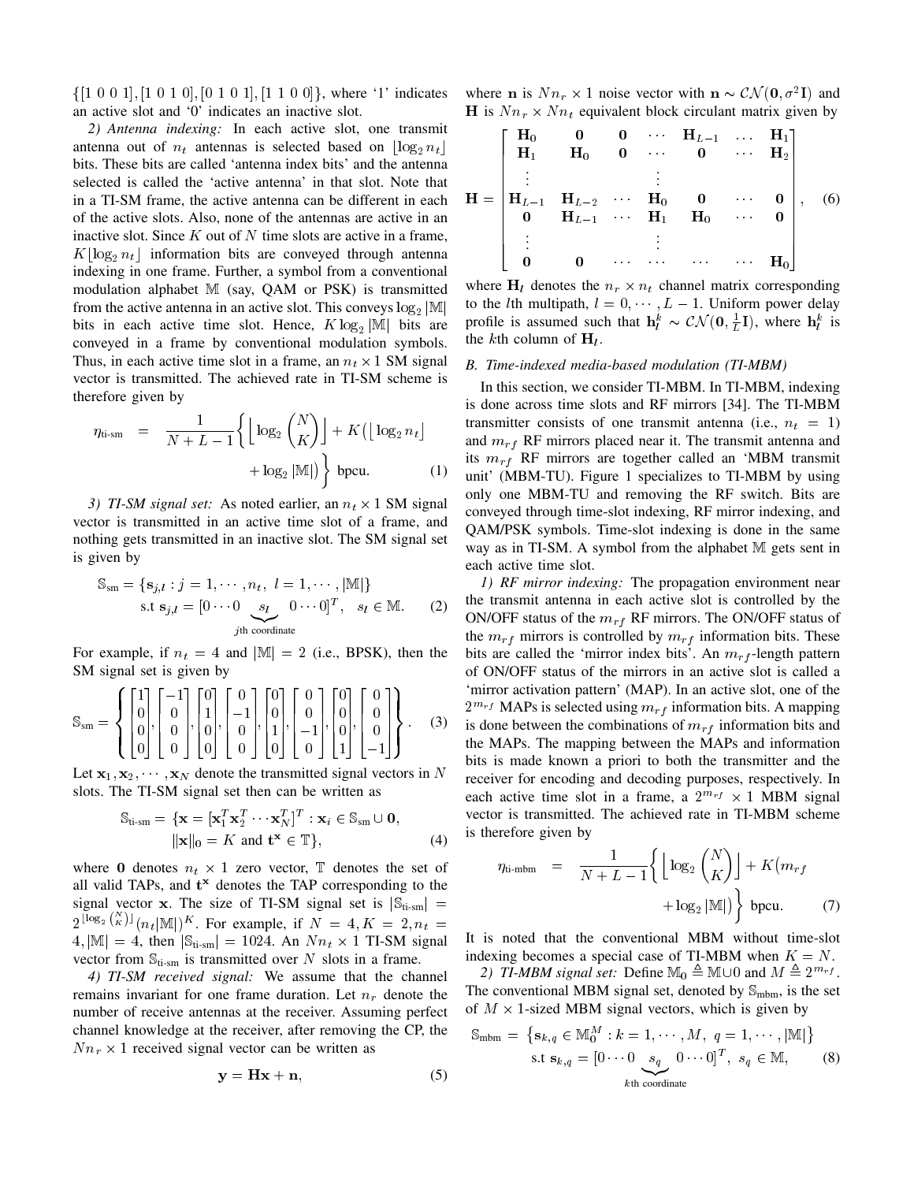$\{[1\ 0\ 0\ 1], [1\ 0\ 1\ 0], [0\ 1\ 0\ 1], [1\ 1\ 0\ 0]\}$, where '1' indicates an active slot and '0' indicates an inactive slot.

*2) Antenna indexing:* In each active slot, one transmit antenna out of $n_t$ antennas is selected based on $\lfloor \log_2 n_t \rfloor$ bits. These bits are called 'antenna index bits' and the antenna selected is called the 'active antenna' in that slot. Note that in a TI-SM frame, the active antenna can be different in each of the active slots. Also, none of the antennas are active in an inactive slot. Since $K$ out of $N$ time slots are active in a frame, $K\lfloor \log_2 n_t \rfloor$ information bits are conveyed through antenna indexing in one frame. Further, a symbol from a conventional modulation alphabet $\mathbb{M}$ (say, QAM or PSK) is transmitted from the active antenna in an active slot. This conveys $\log_2 |\mathbb{M}|$ bits in each active time slot. Hence, $K \log_2 |\mathbb{M}|$ bits are conveyed in a frame by conventional modulation symbols. Thus, in each active time slot in a frame, an $n_t \times 1$ SM signal vector is transmitted. The achieved rate in TI-SM scheme is therefore given by

$$\eta_{\text{ti-sm}} = \frac{1}{N+L-1}\Big\{ \Big\lfloor \log_2 \binom{N}{K} \Big\rfloor + K\big(\lfloor \log_2 n_t \rfloor + \log_2 |\mathbb{M}|\big) \Big\} \text{ bpcu.} \quad (1)$$

*3) TI-SM signal set:* As noted earlier, an $n_t \times 1$ SM signal vector is transmitted in an active time slot of a frame, and nothing gets transmitted in an inactive slot. The SM signal set is given by

$$\mathbb{S}_{\text{sm}} = \{\mathbf{s}_{j,l} : j = 1, \cdots, n_t,\ l = 1, \cdots, |\mathbb{M}|\} \quad \text{s.t } \mathbf{s}_{j,l} = [0 \cdots 0 \underbrace{s_l}_{j\text{th coordinate}} 0 \cdots 0]^T, \quad s_l \in \mathbb{M}. \quad (2)$$

For example, if $n_t = 4$ and $|\mathbb{M}| = 2$ (i.e., BPSK), then the SM signal set is given by

$$\mathbb{S}_{\text{sm}} = \left\{ \begin{bmatrix}1\\0\\0\\0\end{bmatrix}, \begin{bmatrix}-1\\0\\0\\0\end{bmatrix}, \begin{bmatrix}0\\1\\0\\0\end{bmatrix}, \begin{bmatrix}0\\-1\\0\\0\end{bmatrix}, \begin{bmatrix}0\\0\\1\\0\end{bmatrix}, \begin{bmatrix}0\\0\\-1\\0\end{bmatrix}, \begin{bmatrix}0\\0\\0\\1\end{bmatrix}, \begin{bmatrix}0\\0\\0\\-1\end{bmatrix} \right\}. \quad (3)$$

Let $\mathbf{x}_1, \mathbf{x}_2, \cdots, \mathbf{x}_N$ denote the transmitted signal vectors in $N$ slots. The TI-SM signal set then can be written as

$$\mathbb{S}_{\text{ti-sm}} = \{\mathbf{x} = [\mathbf{x}_1^T \mathbf{x}_2^T \cdots \mathbf{x}_N^T]^T : \mathbf{x}_i \in \mathbb{S}_{\text{sm}} \cup \mathbf{0}, \ \|\mathbf{x}\|_0 = K \text{ and } \mathbf{t}^{\mathbf{x}} \in \mathbb{T}\}, \quad (4)$$

where $\mathbf{0}$ denotes $n_t \times 1$ zero vector, $\mathbb{T}$ denotes the set of all valid TAPs, and $\mathbf{t}^{\mathbf{x}}$ denotes the TAP corresponding to the signal vector $\mathbf{x}$. The size of TI-SM signal set is $|\mathbb{S}_{\text{ti-sm}}| = 2^{\lfloor \log_2 \binom{N}{K} \rfloor}(n_t|\mathbb{M}|)^K$. For example, if $N = 4, K = 2, n_t = 4, |\mathbb{M}| = 4$, then $|\mathbb{S}_{\text{ti-sm}}| = 1024$. An $Nn_t \times 1$ TI-SM signal vector from $\mathbb{S}_{\text{ti-sm}}$ is transmitted over $N$ slots in a frame.

*4) TI-SM received signal:* We assume that the channel remains invariant for one frame duration. Let $n_r$ denote the number of receive antennas at the receiver. Assuming perfect channel knowledge at the receiver, after removing the CP, the $Nn_r \times 1$ received signal vector can be written as

$$\mathbf{y} = \mathbf{H}\mathbf{x} + \mathbf{n}, \quad (5)$$

where $\mathbf{n}$ is $Nn_r \times 1$ noise vector with $\mathbf{n} \sim \mathcal{CN}(\mathbf{0}, \sigma^2\mathbf{I})$ and $\mathbf{H}$ is $Nn_r \times Nn_t$ equivalent block circulant matrix given by

$$\mathbf{H} = \begin{bmatrix} \mathbf{H}_0 & \mathbf{0} & \mathbf{0} & \cdots & \mathbf{H}_{L-1} & \cdots & \mathbf{H}_1 \\ \mathbf{H}_1 & \mathbf{H}_0 & \mathbf{0} & \cdots & \mathbf{0} & \cdots & \mathbf{H}_2 \\ \vdots & & & \vdots & & & \\ \mathbf{H}_{L-1} & \mathbf{H}_{L-2} & \cdots & \mathbf{H}_0 & \mathbf{0} & \cdots & \mathbf{0} \\ \mathbf{0} & \mathbf{H}_{L-1} & \cdots & \mathbf{H}_1 & \mathbf{H}_0 & \cdots & \mathbf{0} \\ \vdots & & & \vdots & & & \\ \mathbf{0} & \mathbf{0} & \cdots & \cdots & \cdots & \cdots & \mathbf{H}_0 \end{bmatrix}, \quad (6)$$

where $\mathbf{H}_l$ denotes the $n_r \times n_t$ channel matrix corresponding to the $l$th multipath, $l = 0, \cdots, L-1$. Uniform power delay profile is assumed such that $\mathbf{h}_l^k \sim \mathcal{CN}(\mathbf{0}, \frac{1}{L}\mathbf{I})$, where $\mathbf{h}_l^k$ is the $k$th column of $\mathbf{H}_l$.

### B. Time-indexed media-based modulation (TI-MBM)

In this section, we consider TI-MBM. In TI-MBM, indexing is done across time slots and RF mirrors [34]. The TI-MBM transmitter consists of one transmit antenna (i.e., $n_t = 1$) and $m_{rf}$ RF mirrors placed near it. The transmit antenna and its $m_{rf}$ RF mirrors are together called an 'MBM transmit unit' (MBM-TU). Figure 1 specializes to TI-MBM by using only one MBM-TU and removing the RF switch. Bits are conveyed through time-slot indexing, RF mirror indexing, and QAM/PSK symbols. Time-slot indexing is done in the same way as in TI-SM. A symbol from the alphabet $\mathbb{M}$ gets sent in each active time slot.

*1) RF mirror indexing:* The propagation environment near the transmit antenna in each active slot is controlled by the ON/OFF status of the $m_{rf}$ RF mirrors. The ON/OFF status of the $m_{rf}$ mirrors is controlled by $m_{rf}$ information bits. These bits are called the 'mirror index bits'. An $m_{rf}$-length pattern of ON/OFF status of the mirrors in an active slot is called a 'mirror activation pattern' (MAP). In an active slot, one of the $2^{m_{rf}}$ MAPs is selected using $m_{rf}$ information bits. A mapping is done between the combinations of $m_{rf}$ information bits and the MAPs. The mapping between the MAPs and information bits is made known a priori to both the transmitter and the receiver for encoding and decoding purposes, respectively. In each active time slot in a frame, a $2^{m_{rf}} \times 1$ MBM signal vector is transmitted. The achieved rate in TI-MBM scheme is therefore given by

$$\eta_{\text{ti-mbm}} = \frac{1}{N+L-1}\Big\{ \Big\lfloor \log_2 \binom{N}{K} \Big\rfloor + K\big(m_{rf} + \log_2 |\mathbb{M}|\big) \Big\} \text{ bpcu.} \quad (7)$$

It is noted that the conventional MBM without time-slot indexing becomes a special case of TI-MBM when $K = N$.

*2) TI-MBM signal set:* Define $\mathbb{M}_0 \triangleq \mathbb{M} \cup 0$ and $M \triangleq 2^{m_{rf}}$. The conventional MBM signal set, denoted by $\mathbb{S}_{\text{mbm}}$, is the set of $M \times 1$-sized MBM signal vectors, which is given by

$$\mathbb{S}_{\text{mbm}} = \{\mathbf{s}_{k,q} \in \mathbb{M}_0^M : k = 1, \cdots, M,\ q = 1, \cdots, |\mathbb{M}|\} \quad \text{s.t } \mathbf{s}_{k,q} = [0 \cdots 0 \underbrace{s_q}_{k\text{th coordinate}} 0 \cdots 0]^T, \ s_q \in \mathbb{M}, \quad (8)$$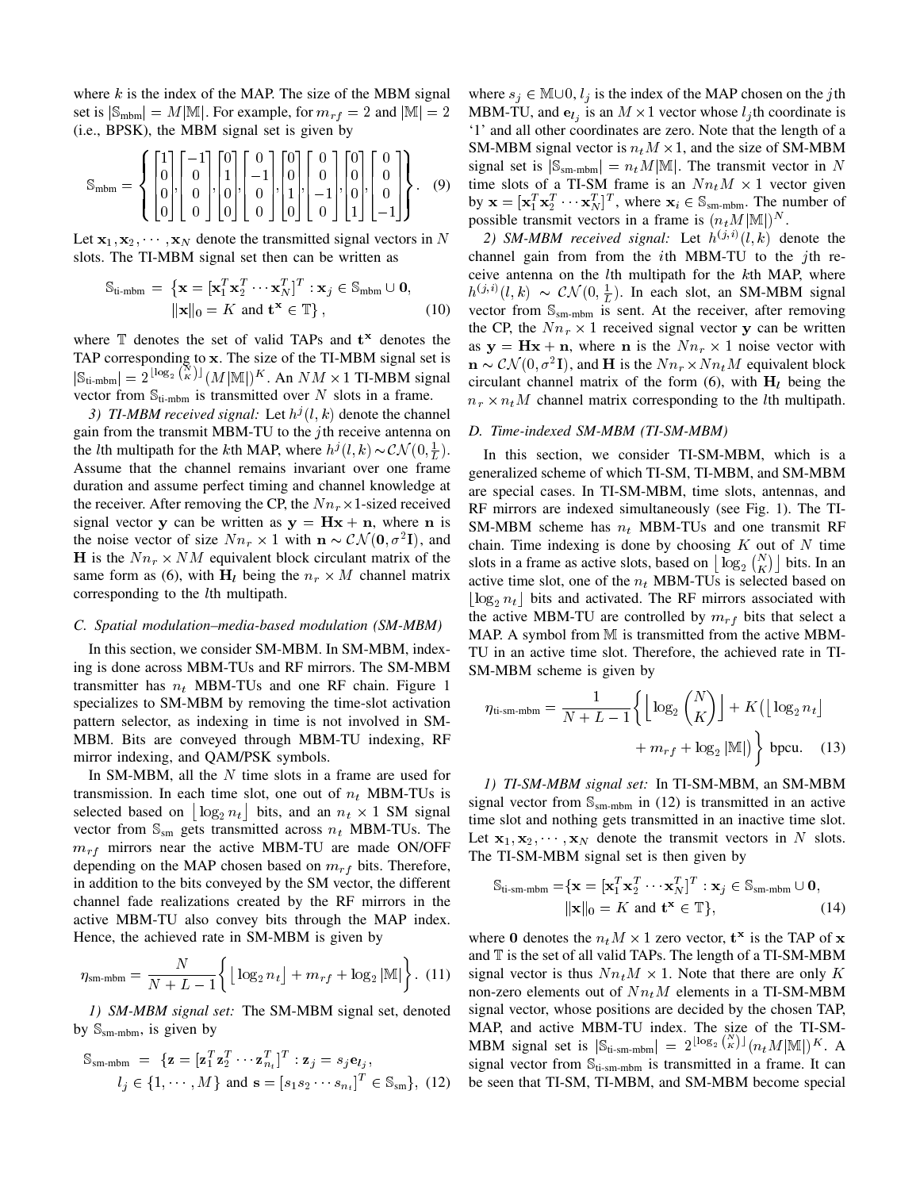where $k$ is the index of the MAP. The size of the MBM signal set is $|\mathbb{S}_{\text{mbm}}| = M|\mathbb{M}|$. For example, for $m_{rf} = 2$ and $|\mathbb{M}| = 2$ (i.e., BPSK), the MBM signal set is given by

$$\mathbb{S}_{\text{mbm}} = \left\{ \begin{bmatrix}1\\0\\0\\0\end{bmatrix}, \begin{bmatrix}-1\\0\\0\\0\end{bmatrix}, \begin{bmatrix}0\\1\\0\\0\end{bmatrix}, \begin{bmatrix}0\\-1\\0\\0\end{bmatrix}, \begin{bmatrix}0\\0\\1\\0\end{bmatrix}, \begin{bmatrix}0\\0\\-1\\0\end{bmatrix}, \begin{bmatrix}0\\0\\0\\1\end{bmatrix}, \begin{bmatrix}0\\0\\0\\-1\end{bmatrix} \right\}. \quad (9)$$

Let $\mathbf{x}_1, \mathbf{x}_2, \cdots, \mathbf{x}_N$ denote the transmitted signal vectors in $N$ slots. The TI-MBM signal set then can be written as

$$\mathbb{S}_{\text{ti-mbm}} = \big\{\mathbf{x} = [\mathbf{x}_1^T \mathbf{x}_2^T \cdots \mathbf{x}_N^T]^T : \mathbf{x}_j \in \mathbb{S}_{\text{mbm}} \cup \mathbf{0}, \|\mathbf{x}\|_0 = K \text{ and } \mathbf{t}^{\mathbf{x}} \in \mathbb{T}\big\}, \quad (10)$$

where $\mathbb{T}$ denotes the set of valid TAPs and $\mathbf{t}^{\mathbf{x}}$ denotes the TAP corresponding to $\mathbf{x}$. The size of the TI-MBM signal set is $|\mathbb{S}_{\text{ti-mbm}}| = 2^{\lfloor \log_2 \binom{N}{K} \rfloor}(M|\mathbb{M}|)^K$. An $NM \times 1$ TI-MBM signal vector from $\mathbb{S}_{\text{ti-mbm}}$ is transmitted over $N$ slots in a frame.

*3) TI-MBM received signal:* Let $h^j(l,k)$ denote the channel gain from the transmit MBM-TU to the $j$th receive antenna on the $l$th multipath for the $k$th MAP, where $h^j(l,k) \sim \mathcal{CN}(0, \frac{1}{L})$. Assume that the channel remains invariant over one frame duration and assume perfect timing and channel knowledge at the receiver. After removing the CP, the $Nn_r \times 1$-sized received signal vector $\mathbf{y}$ can be written as $\mathbf{y} = \mathbf{H}\mathbf{x} + \mathbf{n}$, where $\mathbf{n}$ is the noise vector of size $Nn_r \times 1$ with $\mathbf{n} \sim \mathcal{CN}(\mathbf{0}, \sigma^2\mathbf{I})$, and $\mathbf{H}$ is the $Nn_r \times NM$ equivalent block circulant matrix of the same form as (6), with $\mathbf{H}_l$ being the $n_r \times M$ channel matrix corresponding to the $l$th multipath.

### C. Spatial modulation–media-based modulation (SM-MBM)

In this section, we consider SM-MBM. In SM-MBM, indexing is done across MBM-TUs and RF mirrors. The SM-MBM transmitter has $n_t$ MBM-TUs and one RF chain. Figure 1 specializes to SM-MBM by removing the time-slot activation pattern selector, as indexing in time is not involved in SM-MBM. Bits are conveyed through MBM-TU indexing, RF mirror indexing, and QAM/PSK symbols.

In SM-MBM, all the $N$ time slots in a frame are used for transmission. In each time slot, one out of $n_t$ MBM-TUs is selected based on $\lfloor \log_2 n_t \rfloor$ bits, and an $n_t \times 1$ SM signal vector from $\mathbb{S}_{\text{sm}}$ gets transmitted across $n_t$ MBM-TUs. The $m_{rf}$ mirrors near the active MBM-TU are made ON/OFF depending on the MAP chosen based on $m_{rf}$ bits. Therefore, in addition to the bits conveyed by the SM vector, the different channel fade realizations created by the RF mirrors in the active MBM-TU also convey bits through the MAP index. Hence, the achieved rate in SM-MBM is given by

$$\eta_{\text{sm-mbm}} = \frac{N}{N+L-1}\bigg\{\big\lfloor \log_2 n_t \big\rfloor + m_{rf} + \log_2 |\mathbb{M}|\bigg\}. \quad (11)$$

*1) SM-MBM signal set:* The SM-MBM signal set, denoted by $\mathbb{S}_{\text{sm-mbm}}$, is given by

$$\mathbb{S}_{\text{sm-mbm}} = \{\mathbf{z} = [\mathbf{z}_1^T \mathbf{z}_2^T \cdots \mathbf{z}_{n_t}^T]^T : \mathbf{z}_j = s_j \mathbf{e}_{l_j}, l_j \in \{1, \cdots, M\} \text{ and } \mathbf{s} = [s_1 s_2 \cdots s_{n_t}]^T \in \mathbb{S}_{\text{sm}}\}, \quad (12)$$

where $s_j \in \mathbb{M} \cup 0$, $l_j$ is the index of the MAP chosen on the $j$th MBM-TU, and $\mathbf{e}_{l_j}$ is an $M \times 1$ vector whose $l_j$th coordinate is '1' and all other coordinates are zero. Note that the length of a SM-MBM signal vector is $n_t M \times 1$, and the size of SM-MBM signal set is $|\mathbb{S}_{\text{sm-mbm}}| = n_t M |\mathbb{M}|$. The transmit vector in $N$ time slots of a TI-SM frame is an $Nn_tM \times 1$ vector given by $\mathbf{x} = [\mathbf{x}_1^T \mathbf{x}_2^T \cdots \mathbf{x}_N^T]^T$, where $\mathbf{x}_i \in \mathbb{S}_{\text{sm-mbm}}$. The number of possible transmit vectors in a frame is $(n_t M |\mathbb{M}|)^N$.

*2) SM-MBM received signal:* Let $h^{(j,i)}(l,k)$ denote the channel gain from from the $i$th MBM-TU to the $j$th receive antenna on the $l$th multipath for the $k$th MAP, where $h^{(j,i)}(l,k) \sim \mathcal{CN}(0, \frac{1}{L})$. In each slot, an SM-MBM signal vector from $\mathbb{S}_{\text{sm-mbm}}$ is sent. At the receiver, after removing the CP, the $Nn_r \times 1$ received signal vector $\mathbf{y}$ can be written as $\mathbf{y} = \mathbf{H}\mathbf{x} + \mathbf{n}$, where $\mathbf{n}$ is the $Nn_r \times 1$ noise vector with $\mathbf{n} \sim \mathcal{CN}(0, \sigma^2\mathbf{I})$, and $\mathbf{H}$ is the $Nn_r \times Nn_tM$ equivalent block circulant matrix of the form (6), with $\mathbf{H}_l$ being the $n_r \times n_tM$ channel matrix corresponding to the $l$th multipath.

### D. Time-indexed SM-MBM (TI-SM-MBM)

In this section, we consider TI-SM-MBM, which is a generalized scheme of which TI-SM, TI-MBM, and SM-MBM are special cases. In TI-SM-MBM, time slots, antennas, and RF mirrors are indexed simultaneously (see Fig. 1). The TI-SM-MBM scheme has $n_t$ MBM-TUs and one transmit RF chain. Time indexing is done by choosing $K$ out of $N$ time slots in a frame as active slots, based on $\big\lfloor \log_2 \binom{N}{K} \big\rfloor$ bits. In an active time slot, one of the $n_t$ MBM-TUs is selected based on $\lfloor \log_2 n_t \rfloor$ bits and activated. The RF mirrors associated with the active MBM-TU are controlled by $m_{rf}$ bits that select a MAP. A symbol from $\mathbb{M}$ is transmitted from the active MBM-TU in an active time slot. Therefore, the achieved rate in TI-SM-MBM scheme is given by

$$\eta_{\text{ti-sm-mbm}} = \frac{1}{N+L-1}\bigg\{\Big\lfloor \log_2 \binom{N}{K} \Big\rfloor + K\big(\lfloor \log_2 n_t \rfloor + m_{rf} + \log_2 |\mathbb{M}|\big)\bigg\} \text{ bpcu}. \quad (13)$$

*1) TI-SM-MBM signal set:* In TI-SM-MBM, an SM-MBM signal vector from $\mathbb{S}_{\text{sm-mbm}}$ in (12) is transmitted in an active time slot and nothing gets transmitted in an inactive time slot. Let $\mathbf{x}_1, \mathbf{x}_2, \cdots, \mathbf{x}_N$ denote the transmit vectors in $N$ slots. The TI-SM-MBM signal set is then given by

$$\mathbb{S}_{\text{ti-sm-mbm}} = \{\mathbf{x} = [\mathbf{x}_1^T \mathbf{x}_2^T \cdots \mathbf{x}_N^T]^T : \mathbf{x}_j \in \mathbb{S}_{\text{sm-mbm}} \cup \mathbf{0}, \|\mathbf{x}\|_0 = K \text{ and } \mathbf{t}^{\mathbf{x}} \in \mathbb{T}\}, \quad (14)$$

where $\mathbf{0}$ denotes the $n_tM \times 1$ zero vector, $\mathbf{t}^{\mathbf{x}}$ is the TAP of $\mathbf{x}$ and $\mathbb{T}$ is the set of all valid TAPs. The length of a TI-SM-MBM signal vector is thus $Nn_tM \times 1$. Note that there are only $K$ non-zero elements out of $Nn_tM$ elements in a TI-SM-MBM signal vector, whose positions are decided by the chosen TAP, MAP, and active MBM-TU index. The size of the TI-SM-MBM signal set is $|\mathbb{S}_{\text{ti-sm-mbm}}| = 2^{\lfloor \log_2 \binom{N}{K} \rfloor}(n_t M |\mathbb{M}|)^K$. A signal vector from $\mathbb{S}_{\text{ti-sm-mbm}}$ is transmitted in a frame. It can be seen that TI-SM, TI-MBM, and SM-MBM become special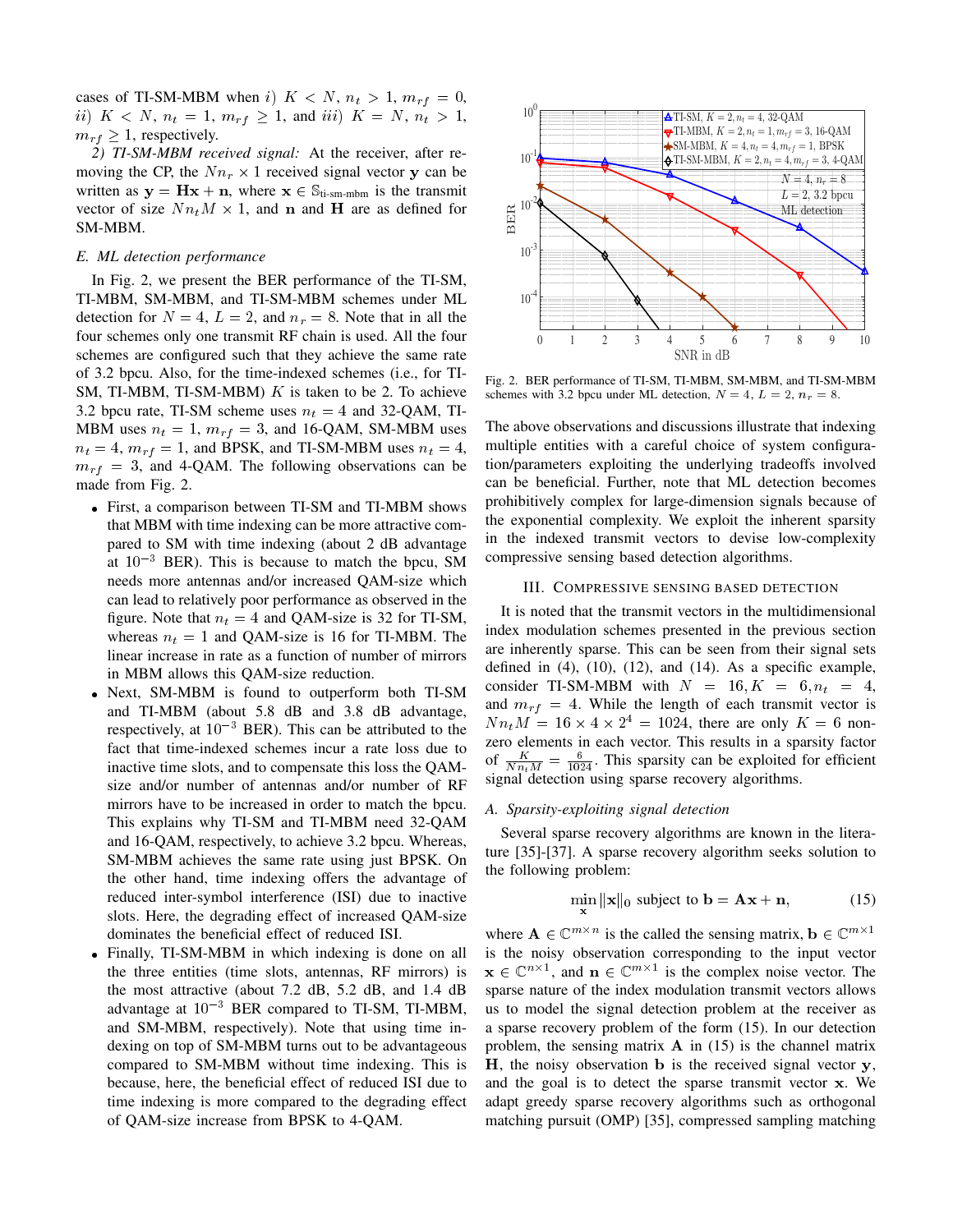cases of TI-SM-MBM when $i)$ $K < N$, $n_t > 1$, $m_{rf} = 0$, $ii)$ $K < N$, $n_t = 1$, $m_{rf} \geq 1$, and $iii)$ $K = N$, $n_t > 1$, $m_{rf} \geq 1$, respectively.

*2) TI-SM-MBM received signal:* At the receiver, after removing the CP, the $Nn_r \times 1$ received signal vector $\mathbf{y}$ can be written as $\mathbf{y} = \mathbf{Hx} + \mathbf{n}$, where $\mathbf{x} \in \mathbb{S}_{\text{ti-sm-mbm}}$ is the transmit vector of size $Nn_tM \times 1$, and $\mathbf{n}$ and $\mathbf{H}$ are as defined for SM-MBM.

### *E. ML detection performance*

In Fig. 2, we present the BER performance of the TI-SM, TI-MBM, SM-MBM, and TI-SM-MBM schemes under ML detection for $N = 4$, $L = 2$, and $n_r = 8$. Note that in all the four schemes only one transmit RF chain is used. All the four schemes are configured such that they achieve the same rate of 3.2 bpcu. Also, for the time-indexed schemes (i.e., for TI-SM, TI-MBM, TI-SM-MBM) $K$ is taken to be 2. To achieve 3.2 bpcu rate, TI-SM scheme uses $n_t = 4$ and 32-QAM, TI-MBM uses $n_t = 1$, $m_{rf} = 3$, and 16-QAM, SM-MBM uses $n_t = 4$, $m_{rf} = 1$, and BPSK, and TI-SM-MBM uses $n_t = 4$, $m_{rf} = 3$, and 4-QAM. The following observations can be made from Fig. 2.

- First, a comparison between TI-SM and TI-MBM shows that MBM with time indexing can be more attractive compared to SM with time indexing (about 2 dB advantage at $10^{-3}$ BER). This is because to match the bpcu, SM needs more antennas and/or increased QAM-size which can lead to relatively poor performance as observed in the figure. Note that $n_t = 4$ and QAM-size is 32 for TI-SM, whereas $n_t = 1$ and QAM-size is 16 for TI-MBM. The linear increase in rate as a function of number of mirrors in MBM allows this QAM-size reduction.
- Next, SM-MBM is found to outperform both TI-SM and TI-MBM (about 5.8 dB and 3.8 dB advantage, respectively, at $10^{-3}$ BER). This can be attributed to the fact that time-indexed schemes incur a rate loss due to inactive time slots, and to compensate this loss the QAM-size and/or number of antennas and/or number of RF mirrors have to be increased in order to match the bpcu. This explains why TI-SM and TI-MBM need 32-QAM and 16-QAM, respectively, to achieve 3.2 bpcu. Whereas, SM-MBM achieves the same rate using just BPSK. On the other hand, time indexing offers the advantage of reduced inter-symbol interference (ISI) due to inactive slots. Here, the degrading effect of increased QAM-size dominates the beneficial effect of reduced ISI.
- Finally, TI-SM-MBM in which indexing is done on all the three entities (time slots, antennas, RF mirrors) is the most attractive (about 7.2 dB, 5.2 dB, and 1.4 dB advantage at $10^{-3}$ BER compared to TI-SM, TI-MBM, and SM-MBM, respectively). Note that using time indexing on top of SM-MBM turns out to be advantageous compared to SM-MBM without time indexing. This is because, here, the beneficial effect of reduced ISI due to time indexing is more compared to the degrading effect of QAM-size increase from BPSK to 4-QAM.

Fig. 2. BER performance of TI-SM, TI-MBM, SM-MBM, and TI-SM-MBM schemes with 3.2 bpcu under ML detection, $N = 4$, $L = 2$, $n_r = 8$.

The above observations and discussions illustrate that indexing multiple entities with a careful choice of system configuration/parameters exploiting the underlying tradeoffs involved can be beneficial. Further, note that ML detection becomes prohibitively complex for large-dimension signals because of the exponential complexity. We exploit the inherent sparsity in the indexed transmit vectors to devise low-complexity compressive sensing based detection algorithms.

## III. Compressive Sensing Based Detection

It is noted that the transmit vectors in the multidimensional index modulation schemes presented in the previous section are inherently sparse. This can be seen from their signal sets defined in (4), (10), (12), and (14). As a specific example, consider TI-SM-MBM with $N = 16, K = 6, n_t = 4$, and $m_{rf} = 4$. While the length of each transmit vector is $Nn_tM = 16 \times 4 \times 2^4 = 1024$, there are only $K = 6$ non-zero elements in each vector. This results in a sparsity factor of $\frac{K}{Nn_tM} = \frac{6}{1024}$. This sparsity can be exploited for efficient signal detection using sparse recovery algorithms.

### *A. Sparsity-exploiting signal detection*

Several sparse recovery algorithms are known in the literature [35]-[37]. A sparse recovery algorithm seeks solution to the following problem:

$$\min_{\mathbf{x}} \|\mathbf{x}\|_0 \text{ subject to } \mathbf{b} = \mathbf{Ax} + \mathbf{n}, \tag{15}$$

where $\mathbf{A} \in \mathbb{C}^{m \times n}$ is the called the sensing matrix, $\mathbf{b} \in \mathbb{C}^{m \times 1}$ is the noisy observation corresponding to the input vector $\mathbf{x} \in \mathbb{C}^{n \times 1}$, and $\mathbf{n} \in \mathbb{C}^{m \times 1}$ is the complex noise vector. The sparse nature of the index modulation transmit vectors allows us to model the signal detection problem at the receiver as a sparse recovery problem of the form (15). In our detection problem, the sensing matrix $\mathbf{A}$ in (15) is the channel matrix $\mathbf{H}$, the noisy observation $\mathbf{b}$ is the received signal vector $\mathbf{y}$, and the goal is to detect the sparse transmit vector $\mathbf{x}$. We adapt greedy sparse recovery algorithms such as orthogonal matching pursuit (OMP) [35], compressed sampling matching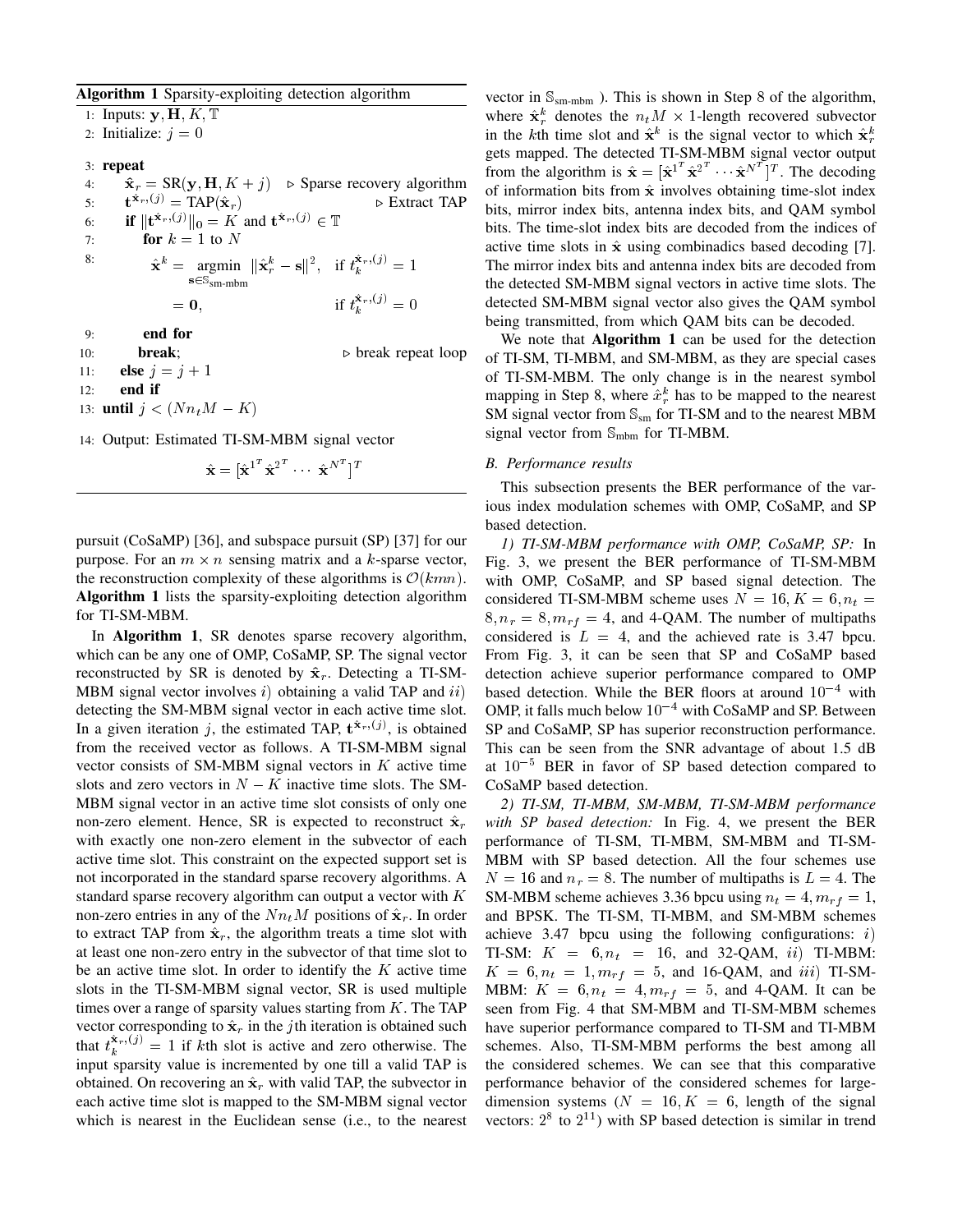**Algorithm 1** Sparsity-exploiting detection algorithm

```
1: Inputs: y, H, K, 𝕋
2: Initialize: j = 0
3: repeat
4:     x̂_r = SR(y, H, K + j)          ▷ Sparse recovery algorithm
5:     t^{x̂_r,(j)} = TAP(x̂_r)          ▷ Extract TAP
6:     if ||t^{x̂_r,(j)}||_0 = K and t^{x̂_r,(j)} ∈ 𝕋
7:         for k = 1 to N
8:             x̂^k = argmin_{s∈𝕊_sm-mbm} ||x̂_r^k − s||^2,   if t_k^{x̂_r,(j)} = 1
                   = 0,                                    if t_k^{x̂_r,(j)} = 0
9:         end for
10:        break;                       ▷ break repeat loop
11:    else j = j + 1
12:    end if
13: until j < (N n_t M − K)
14: Output: Estimated TI-SM-MBM signal vector
           x̂ = [x̂^{1T} x̂^{2T} ··· x̂^{NT}]^T
```

Step 8:
$$\hat{\mathbf{x}}^k = \underset{\mathbf{s}\in\mathbb{S}_{\text{sm-mbm}}}{\text{argmin}} \ \|\hat{\mathbf{x}}_r^k - \mathbf{s}\|^2, \quad \text{if } t_k^{\hat{\mathbf{x}}_r,(j)} = 1$$
$$= \mathbf{0}, \quad \text{if } t_k^{\hat{\mathbf{x}}_r,(j)} = 0$$

Step 14:
$$\hat{\mathbf{x}} = [\hat{\mathbf{x}}^{1^T}\,\hat{\mathbf{x}}^{2^T}\cdots\,\hat{\mathbf{x}}^{N^T}]^T$$

pursuit (CoSaMP) [36], and subspace pursuit (SP) [37] for our purpose. For an $m \times n$ sensing matrix and a $k$-sparse vector, the reconstruction complexity of these algorithms is $\mathcal{O}(kmn)$. **Algorithm 1** lists the sparsity-exploiting detection algorithm for TI-SM-MBM.

In **Algorithm 1**, SR denotes sparse recovery algorithm, which can be any one of OMP, CoSaMP, SP. The signal vector reconstructed by SR is denoted by $\hat{\mathbf{x}}_r$. Detecting a TI-SM-MBM signal vector involves $i)$ obtaining a valid TAP and $ii)$ detecting the SM-MBM signal vector in each active time slot. In a given iteration $j$, the estimated TAP, $\mathbf{t}^{\hat{\mathbf{x}}_r,(j)}$, is obtained from the received vector as follows. A TI-SM-MBM signal vector consists of SM-MBM signal vectors in $K$ active time slots and zero vectors in $N-K$ inactive time slots. The SM-MBM signal vector in an active time slot consists of only one non-zero element. Hence, SR is expected to reconstruct $\hat{\mathbf{x}}_r$ with exactly one non-zero element in the subvector of each active time slot. This constraint on the expected support set is not incorporated in the standard sparse recovery algorithms. A standard sparse recovery algorithm can output a vector with $K$ non-zero entries in any of the $Nn_tM$ positions of $\hat{\mathbf{x}}_r$. In order to extract TAP from $\hat{\mathbf{x}}_r$, the algorithm treats a time slot with at least one non-zero entry in the subvector of that time slot to be an active time slot. In order to identify the $K$ active time slots in the TI-SM-MBM signal vector, SR is used multiple times over a range of sparsity values starting from $K$. The TAP vector corresponding to $\hat{\mathbf{x}}_r$ in the $j$th iteration is obtained such that $t_k^{\hat{\mathbf{x}}_r,(j)} = 1$ if $k$th slot is active and zero otherwise. The input sparsity value is incremented by one till a valid TAP is obtained. On recovering an $\hat{\mathbf{x}}_r$ with valid TAP, the subvector in each active time slot is mapped to the SM-MBM signal vector which is nearest in the Euclidean sense (i.e., to the nearest vector in $\mathbb{S}_{\text{sm-mbm}}$). This is shown in Step 8 of the algorithm, where $\hat{\mathbf{x}}_r^k$ denotes the $n_tM \times 1$-length recovered subvector in the $k$th time slot and $\hat{\mathbf{x}}^k$ is the signal vector to which $\hat{\mathbf{x}}_r^k$ gets mapped. The detected TI-SM-MBM signal vector output from the algorithm is $\hat{\mathbf{x}} = [\hat{\mathbf{x}}^{1^T}\,\hat{\mathbf{x}}^{2^T}\cdots\hat{\mathbf{x}}^{N^T}]^T$. The decoding of information bits from $\hat{\mathbf{x}}$ involves obtaining time-slot index bits, mirror index bits, antenna index bits, and QAM symbol bits. The time-slot index bits are decoded from the indices of active time slots in $\hat{\mathbf{x}}$ using combinadics based decoding [7]. The mirror index bits and antenna index bits are decoded from the detected SM-MBM signal vectors in active time slots. The detected SM-MBM signal vector also gives the QAM symbol being transmitted, from which QAM bits can be decoded.

We note that **Algorithm 1** can be used for the detection of TI-SM, TI-MBM, and SM-MBM, as they are special cases of TI-SM-MBM. The only change is in the nearest symbol mapping in Step 8, where $\hat{x}_r^k$ has to be mapped to the nearest SM signal vector from $\mathbb{S}_{\text{sm}}$ for TI-SM and to the nearest MBM signal vector from $\mathbb{S}_{\text{mbm}}$ for TI-MBM.

### *B. Performance results*

This subsection presents the BER performance of the various index modulation schemes with OMP, CoSaMP, and SP based detection.

*1) TI-SM-MBM performance with OMP, CoSaMP, SP:* In Fig. 3, we present the BER performance of TI-SM-MBM with OMP, CoSaMP, and SP based signal detection. The considered TI-SM-MBM scheme uses $N=16, K=6, n_t=8, n_r=8, m_{rf}=4$, and 4-QAM. The number of multipaths considered is $L=4$, and the achieved rate is 3.47 bpcu. From Fig. 3, it can be seen that SP and CoSaMP based detection achieve superior performance compared to OMP based detection. While the BER floors at around $10^{-4}$ with OMP, it falls much below $10^{-4}$ with CoSaMP and SP. Between SP and CoSaMP, SP has superior reconstruction performance. This can be seen from the SNR advantage of about 1.5 dB at $10^{-5}$ BER in favor of SP based detection compared to CoSaMP based detection.

*2) TI-SM, TI-MBM, SM-MBM, TI-SM-MBM performance with SP based detection:* In Fig. 4, we present the BER performance of TI-SM, TI-MBM, SM-MBM and TI-SM-MBM with SP based detection. All the four schemes use $N=16$ and $n_r=8$. The number of multipaths is $L=4$. The SM-MBM scheme achieves 3.36 bpcu using $n_t=4, m_{rf}=1$, and BPSK. The TI-SM, TI-MBM, and SM-MBM schemes achieve 3.47 bpcu using the following configurations: $i)$ TI-SM: $K=6, n_t=16$, and 32-QAM, $ii)$ TI-MBM: $K=6, n_t=1, m_{rf}=5$, and 16-QAM, and $iii)$ TI-SM-MBM: $K=6, n_t=4, m_{rf}=5$, and 4-QAM. It can be seen from Fig. 4 that SM-MBM and TI-SM-MBM schemes have superior performance compared to TI-SM and TI-MBM schemes. Also, TI-SM-MBM performs the best among all the considered schemes. We can see that this comparative performance behavior of the considered schemes for large-dimension systems ($N=16, K=6$, length of the signal vectors: $2^8$ to $2^{11}$) with SP based detection is similar in trend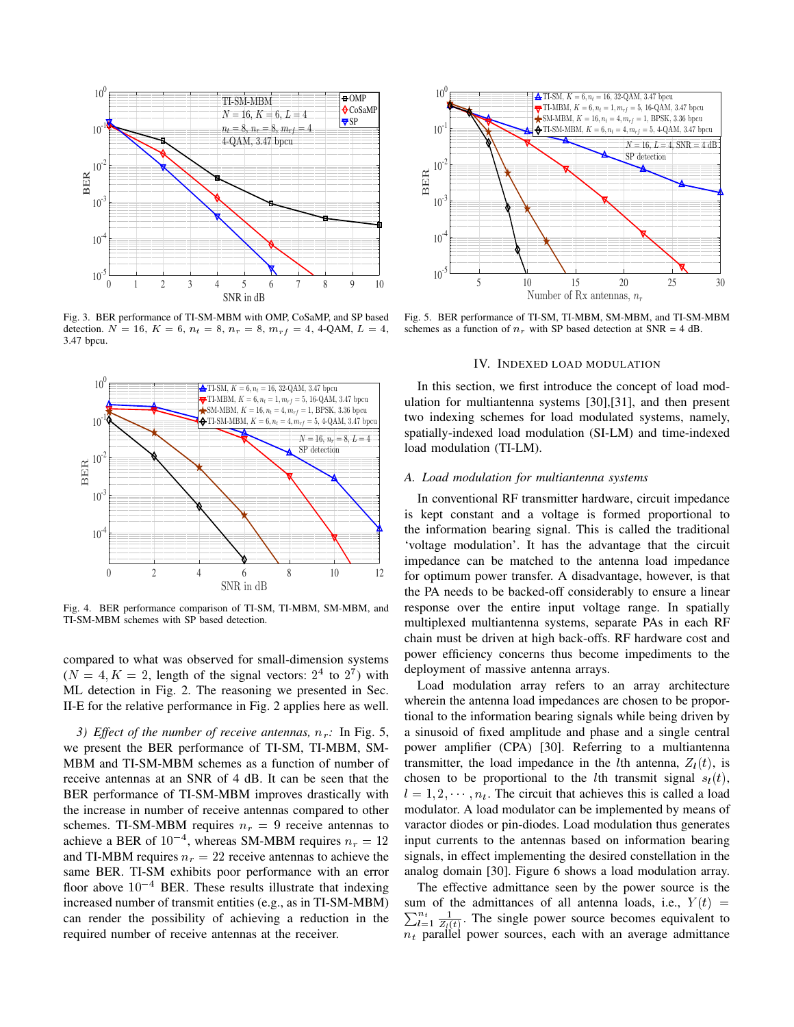Fig. 3. BER performance of TI-SM-MBM with OMP, CoSaMP, and SP based detection. $N = 16$, $K = 6$, $n_t = 8$, $n_r = 8$, $m_{rf} = 4$, 4-QAM, $L = 4$, 3.47 bpcu.

Fig. 4. BER performance comparison of TI-SM, TI-MBM, SM-MBM, and TI-SM-MBM schemes with SP based detection.

compared to what was observed for small-dimension systems ($N = 4, K = 2$, length of the signal vectors: $2^4$ to $2^7$) with ML detection in Fig. 2. The reasoning we presented in Sec. II-E for the relative performance in Fig. 2 applies here as well.

*3) Effect of the number of receive antennas, $n_r$:* In Fig. 5, we present the BER performance of TI-SM, TI-MBM, SM-MBM and TI-SM-MBM schemes as a function of number of receive antennas at an SNR of 4 dB. It can be seen that the BER performance of TI-SM-MBM improves drastically with the increase in number of receive antennas compared to other schemes. TI-SM-MBM requires $n_r = 9$ receive antennas to achieve a BER of $10^{-4}$, whereas SM-MBM requires $n_r = 12$ and TI-MBM requires $n_r = 22$ receive antennas to achieve the same BER. TI-SM exhibits poor performance with an error floor above $10^{-4}$ BER. These results illustrate that indexing increased number of transmit entities (e.g., as in TI-SM-MBM) can render the possibility of achieving a reduction in the required number of receive antennas at the receiver.

Fig. 5. BER performance of TI-SM, TI-MBM, SM-MBM, and TI-SM-MBM schemes as a function of $n_r$ with SP based detection at SNR = 4 dB.

## IV. Indexed load modulation

In this section, we first introduce the concept of load modulation for multiantenna systems [30],[31], and then present two indexing schemes for load modulated systems, namely, spatially-indexed load modulation (SI-LM) and time-indexed load modulation (TI-LM).

### A. Load modulation for multiantenna systems

In conventional RF transmitter hardware, circuit impedance is kept constant and a voltage is formed proportional to the information bearing signal. This is called the traditional 'voltage modulation'. It has the advantage that the circuit impedance can be matched to the antenna load impedance for optimum power transfer. A disadvantage, however, is that the PA needs to be backed-off considerably to ensure a linear response over the entire input voltage range. In spatially multiplexed multiantenna systems, separate PAs in each RF chain must be driven at high back-offs. RF hardware cost and power efficiency concerns thus become impediments to the deployment of massive antenna arrays.

Load modulation array refers to an array architecture wherein the antenna load impedances are chosen to be proportional to the information bearing signals while being driven by a sinusoid of fixed amplitude and phase and a single central power amplifier (CPA) [30]. Referring to a multiantenna transmitter, the load impedance in the $l$th antenna, $Z_l(t)$, is chosen to be proportional to the $l$th transmit signal $s_l(t)$, $l = 1, 2, \cdots, n_t$. The circuit that achieves this is called a load modulator. A load modulator can be implemented by means of varactor diodes or pin-diodes. Load modulation thus generates input currents to the antennas based on information bearing signals, in effect implementing the desired constellation in the analog domain [30]. Figure 6 shows a load modulation array.

The effective admittance seen by the power source is the sum of the admittances of all antenna loads, i.e., $Y(t) = \sum_{l=1}^{n_t} \frac{1}{Z_l(t)}$. The single power source becomes equivalent to $n_t$ parallel power sources, each with an average admittance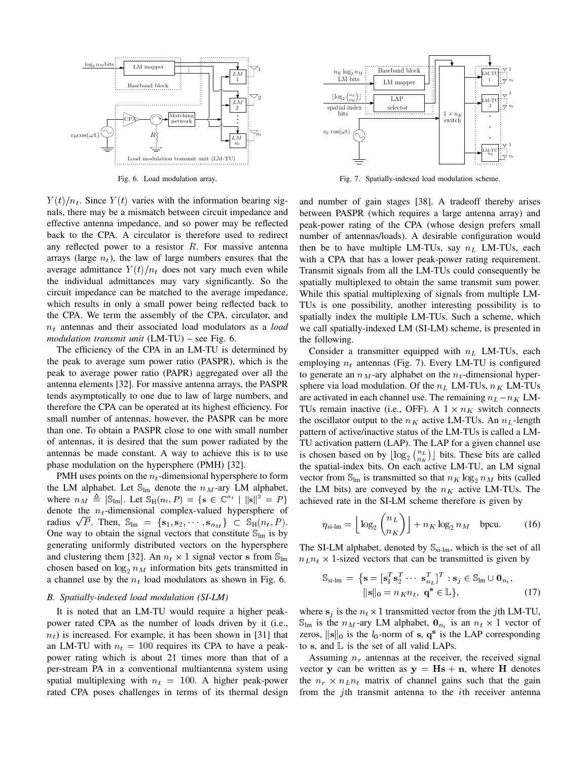Fig. 6. Load modulation array.

Fig. 7. Spatially-indexed load modulation scheme.

$Y(t)/n_t$. Since $Y(t)$ varies with the information bearing signals, there may be a mismatch between circuit impedance and effective antenna impedance, and so power may be reflected back to the CPA. A circulator is therefore used to redirect any reflected power to a resistor $R$. For massive antenna arrays (large $n_t$), the law of large numbers ensures that the average admittance $Y(t)/n_t$ does not vary much even while the individual admittances may vary significantly. So the circuit impedance can be matched to the average impedance, which results in only a small power being reflected back to the CPA. We term the assembly of the CPA, circulator, and $n_t$ antennas and their associated load modulators as a *load modulation transmit unit* (LM-TU) – see Fig. 6.

The efficiency of the CPA in an LM-TU is determined by the peak to average sum power ratio (PASPR), which is the peak to average power ratio (PAPR) aggregated over all the antenna elements [32]. For massive antenna arrays, the PASPR tends asymptotically to one due to law of large numbers, and therefore the CPA can be operated at its highest efficiency. For small number of antennas, however, the PASPR can be more than one. To obtain a PASPR close to one with small number of antennas, it is desired that the sum power radiated by the antennas be made constant. A way to achieve this is to use phase modulation on the hypersphere (PMH) [32].

PMH uses points on the $n_t$-dimensional hypersphere to form the LM alphabet. Let $\mathbb{S}_{\text{lm}}$ denote the $n_M$-ary LM alphabet, where $n_M \triangleq |\mathbb{S}_{\text{lm}}|$. Let $\mathbb{S}_{\text{H}}(n_t, P) = \{\mathbf{s} \in \mathbb{C}^{n_t} \mid \|\mathbf{s}\|^2 = P\}$ denote the $n_t$-dimensional complex-valued hypersphere of radius $\sqrt{P}$. Then, $\mathbb{S}_{\text{lm}} = \{\mathbf{s}_1, \mathbf{s}_2, \cdots, \mathbf{s}_{n_M}\} \subset \mathbb{S}_{\text{H}}(n_t, P)$. One way to obtain the signal vectors that constitute $\mathbb{S}_{\text{lm}}$ is by generating uniformly distributed vectors on the hypersphere and clustering them [32]. An $n_t \times 1$ signal vector $\mathbf{s}$ from $\mathbb{S}_{\text{lm}}$ chosen based on $\log_2 n_M$ information bits gets transmitted in a channel use by the $n_t$ load modulators as shown in Fig. 6.

### B. Spatially-indexed load modulation (SI-LM)

It is noted that an LM-TU would require a higher peak-power rated CPA as the number of loads driven by it (i.e., $n_t$) is increased. For example, it has been shown in [31] that an LM-TU with $n_t = 100$ requires its CPA to have a peak-power rating which is about 21 times more than that of a per-stream PA in a conventional multiantenna system using spatial multiplexing with $n_t = 100$. A higher peak-power rated CPA poses challenges in terms of its thermal design and number of gain stages [38]. A tradeoff thereby arises between PASPR (which requires a large antenna array) and peak-power rating of the CPA (whose design prefers small number of antennas/loads). A desirable configuration would then be to have multiple LM-TUs, say $n_L$ LM-TUs, each with a CPA that has a lower peak-power rating requirement. Transmit signals from all the LM-TUs could consequently be spatially multiplexed to obtain the same transmit sum power. While this spatial multiplexing of signals from multiple LM-TUs is one possibility, another interesting possibility is to spatially index the multiple LM-TUs. Such a scheme, which we call spatially-indexed LM (SI-LM) scheme, is presented in the following.

Consider a transmitter equipped with $n_L$ LM-TUs, each employing $n_t$ antennas (Fig. 7). Every LM-TU is configured to generate an $n_M$-ary alphabet on the $n_t$-dimensional hypersphere via load modulation. Of the $n_L$ LM-TUs, $n_K$ LM-TUs are activated in each channel use. The remaining $n_L - n_K$ LM-TUs remain inactive (i.e., OFF). A $1 \times n_K$ switch connects the oscillator output to the $n_K$ active LM-TUs. An $n_L$-length pattern of active/inactive status of the LM-TUs is called a LM-TU activation pattern (LAP). The LAP for a given channel use is chosen based on by $\lfloor \log_2 \binom{n_L}{n_K} \rfloor$ bits. These bits are called the spatial-index bits. On each active LM-TU, an LM signal vector from $\mathbb{S}_{\text{lm}}$ is transmitted so that $n_K \log_2 n_M$ bits (called the LM bits) are conveyed by the $n_K$ active LM-TUs. The achieved rate in the SI-LM scheme therefore is given by

$$\eta_{\text{si-lm}} = \left\lfloor \log_2 \binom{n_L}{n_K} \right\rfloor + n_K \log_2 n_M \quad \text{bpcu.} \tag{16}$$

The SI-LM alphabet, denoted by $\mathbb{S}_{\text{si-lm}}$, which is the set of all $n_L n_t \times 1$-sized vectors that can be transmitted is given by

$$\mathbb{S}_{\text{si-lm}} = \{\mathbf{s} = [\mathbf{s}_1^T \mathbf{s}_2^T \cdots \mathbf{s}_{n_L}^T]^T : \mathbf{s}_j \in \mathbb{S}_{\text{lm}} \cup \mathbf{0}_{n_t}, \\ \|\mathbf{s}\|_0 = n_K n_t, \ \mathbf{q}^{\mathbf{s}} \in \mathbb{L}\}, \tag{17}$$

where $\mathbf{s}_j$ is the $n_t \times 1$ transmitted vector from the $j$th LM-TU, $\mathbb{S}_{\text{lm}}$ is the $n_M$-ary LM alphabet, $\mathbf{0}_{n_t}$ is an $n_t \times 1$ vector of zeros, $\|\mathbf{s}\|_0$ is the $l_0$-norm of $\mathbf{s}$, $\mathbf{q}^{\mathbf{s}}$ is the LAP corresponding to $\mathbf{s}$, and $\mathbb{L}$ is the set of all valid LAPs.

Assuming $n_r$ antennas at the receiver, the received signal vector $\mathbf{y}$ can be written as $\mathbf{y} = \mathbf{H}\mathbf{s} + \mathbf{n}$, where $\mathbf{H}$ denotes the $n_r \times n_L n_t$ matrix of channel gains such that the gain from the $j$th transmit antenna to the $i$th receiver antenna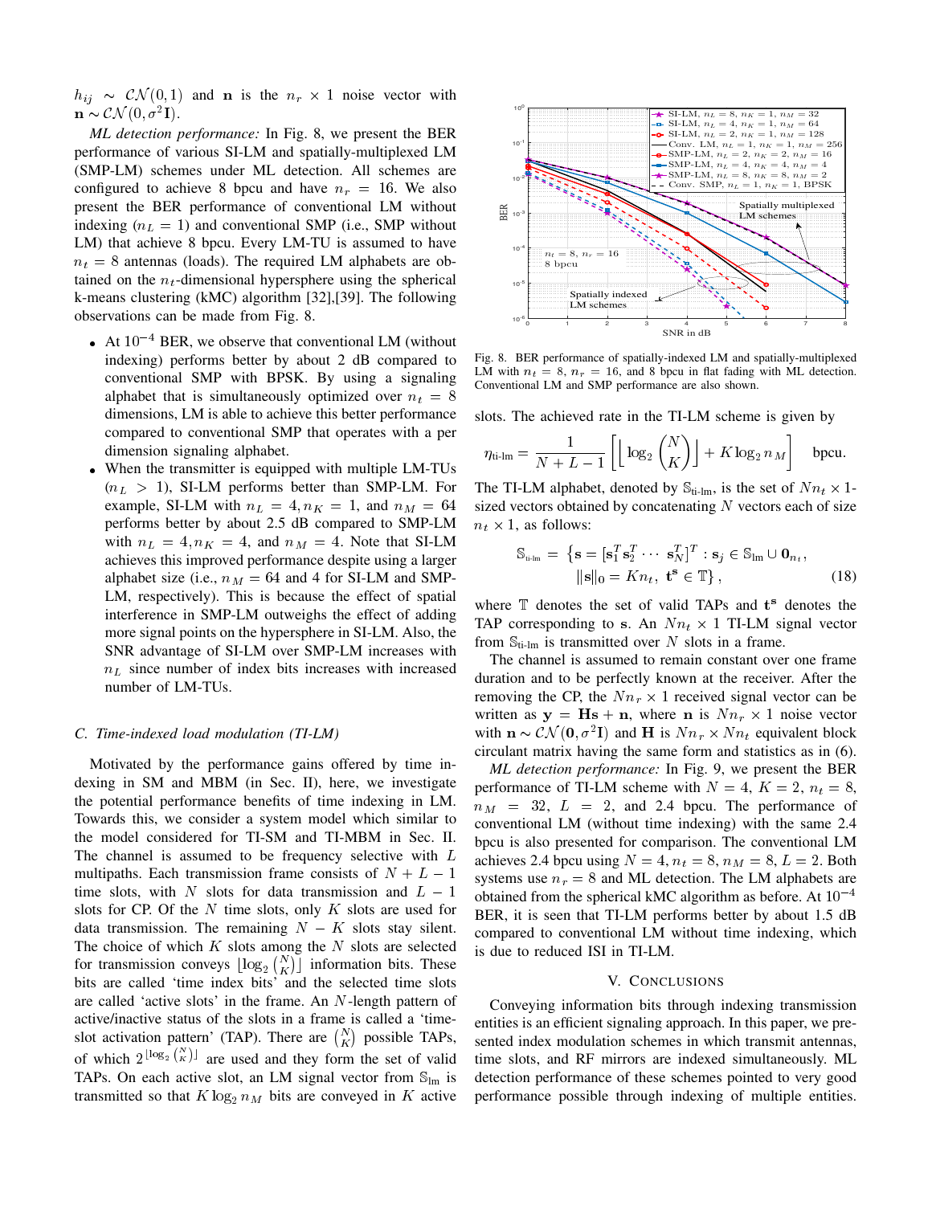$h_{ij} \sim \mathcal{CN}(0,1)$ and $\mathbf{n}$ is the $n_r \times 1$ noise vector with $\mathbf{n} \sim \mathcal{CN}(0, \sigma^2\mathbf{I})$.

*ML detection performance:* In Fig. 8, we present the BER performance of various SI-LM and spatially-multiplexed LM (SMP-LM) schemes under ML detection. All schemes are configured to achieve 8 bpcu and have $n_r = 16$. We also present the BER performance of conventional LM without indexing ($n_L = 1$) and conventional SMP (i.e., SMP without LM) that achieve 8 bpcu. Every LM-TU is assumed to have $n_t = 8$ antennas (loads). The required LM alphabets are obtained on the $n_t$-dimensional hypersphere using the spherical k-means clustering (kMC) algorithm [32],[39]. The following observations can be made from Fig. 8.

- At $10^{-4}$ BER, we observe that conventional LM (without indexing) performs better by about 2 dB compared to conventional SMP with BPSK. By using a signaling alphabet that is simultaneously optimized over $n_t = 8$ dimensions, LM is able to achieve this better performance compared to conventional SMP that operates with a per dimension signaling alphabet.
- When the transmitter is equipped with multiple LM-TUs ($n_L > 1$), SI-LM performs better than SMP-LM. For example, SI-LM with $n_L = 4, n_K = 1$, and $n_M = 64$ performs better by about 2.5 dB compared to SMP-LM with $n_L = 4, n_K = 4$, and $n_M = 4$. Note that SI-LM achieves this improved performance despite using a larger alphabet size (i.e., $n_M = 64$ and 4 for SI-LM and SMP-LM, respectively). This is because the effect of spatial interference in SMP-LM outweighs the effect of adding more signal points on the hypersphere in SI-LM. Also, the SNR advantage of SI-LM over SMP-LM increases with $n_L$ since number of index bits increases with increased number of LM-TUs.

### C. Time-indexed load modulation (TI-LM)

Motivated by the performance gains offered by time indexing in SM and MBM (in Sec. II), here, we investigate the potential performance benefits of time indexing in LM. Towards this, we consider a system model which similar to the model considered for TI-SM and TI-MBM in Sec. II. The channel is assumed to be frequency selective with $L$ multipaths. Each transmission frame consists of $N + L - 1$ time slots, with $N$ slots for data transmission and $L - 1$ slots for CP. Of the $N$ time slots, only $K$ slots are used for data transmission. The remaining $N - K$ slots stay silent. The choice of which $K$ slots among the $N$ slots are selected for transmission conveys $\lfloor \log_2 \binom{N}{K} \rfloor$ information bits. These bits are called 'time index bits' and the selected time slots are called 'active slots' in the frame. An $N$-length pattern of active/inactive status of the slots in a frame is called a 'time-slot activation pattern' (TAP). There are $\binom{N}{K}$ possible TAPs, of which $2^{\lfloor \log_2 \binom{N}{K} \rfloor}$ are used and they form the set of valid TAPs. On each active slot, an LM signal vector from $\mathbb{S}_{\text{lm}}$ is transmitted so that $K \log_2 n_M$ bits are conveyed in $K$ active slots. The achieved rate in the TI-LM scheme is given by

$$\eta_{\text{ti-lm}} = \frac{1}{N+L-1}\left[\left\lfloor \log_2 \binom{N}{K} \right\rfloor + K \log_2 n_M\right] \quad \text{bpcu}.$$

Fig. 8. BER performance of spatially-indexed LM and spatially-multiplexed LM with $n_t = 8$, $n_r = 16$, and 8 bpcu in flat fading with ML detection. Conventional LM and SMP performance are also shown.

The TI-LM alphabet, denoted by $\mathbb{S}_{\text{ti-lm}}$, is the set of $Nn_t \times 1$-sized vectors obtained by concatenating $N$ vectors each of size $n_t \times 1$, as follows:

$$\mathbb{S}_{\text{ti-lm}} = \big\{ \mathbf{s} = [\mathbf{s}_1^T \, \mathbf{s}_2^T \cdots \, \mathbf{s}_N^T]^T : \mathbf{s}_j \in \mathbb{S}_{\text{lm}} \cup \mathbf{0}_{n_t}, \\ \|\mathbf{s}\|_0 = K n_t, \; \mathbf{t}^{\mathbf{s}} \in \mathbb{T} \big\}, \tag{18}$$

where $\mathbb{T}$ denotes the set of valid TAPs and $\mathbf{t}^{\mathbf{s}}$ denotes the TAP corresponding to $\mathbf{s}$. An $Nn_t \times 1$ TI-LM signal vector from $\mathbb{S}_{\text{ti-lm}}$ is transmitted over $N$ slots in a frame.

The channel is assumed to remain constant over one frame duration and to be perfectly known at the receiver. After the removing the CP, the $Nn_r \times 1$ received signal vector can be written as $\mathbf{y} = \mathbf{H}\mathbf{s} + \mathbf{n}$, where $\mathbf{n}$ is $Nn_r \times 1$ noise vector with $\mathbf{n} \sim \mathcal{CN}(\mathbf{0}, \sigma^2\mathbf{I})$ and $\mathbf{H}$ is $Nn_r \times Nn_t$ equivalent block circulant matrix having the same form and statistics as in (6).

*ML detection performance:* In Fig. 9, we present the BER performance of TI-LM scheme with $N = 4$, $K = 2$, $n_t = 8$, $n_M = 32$, $L = 2$, and 2.4 bpcu. The performance of conventional LM (without time indexing) with the same 2.4 bpcu is also presented for comparison. The conventional LM achieves 2.4 bpcu using $N = 4, n_t = 8, n_M = 8, L = 2$. Both systems use $n_r = 8$ and ML detection. The LM alphabets are obtained from the spherical kMC algorithm as before. At $10^{-4}$ BER, it is seen that TI-LM performs better by about 1.5 dB compared to conventional LM without time indexing, which is due to reduced ISI in TI-LM.

## V. Conclusions

Conveying information bits through indexing transmission entities is an efficient signaling approach. In this paper, we presented index modulation schemes in which transmit antennas, time slots, and RF mirrors are indexed simultaneously. ML detection performance of these schemes pointed to very good performance possible through indexing of multiple entities.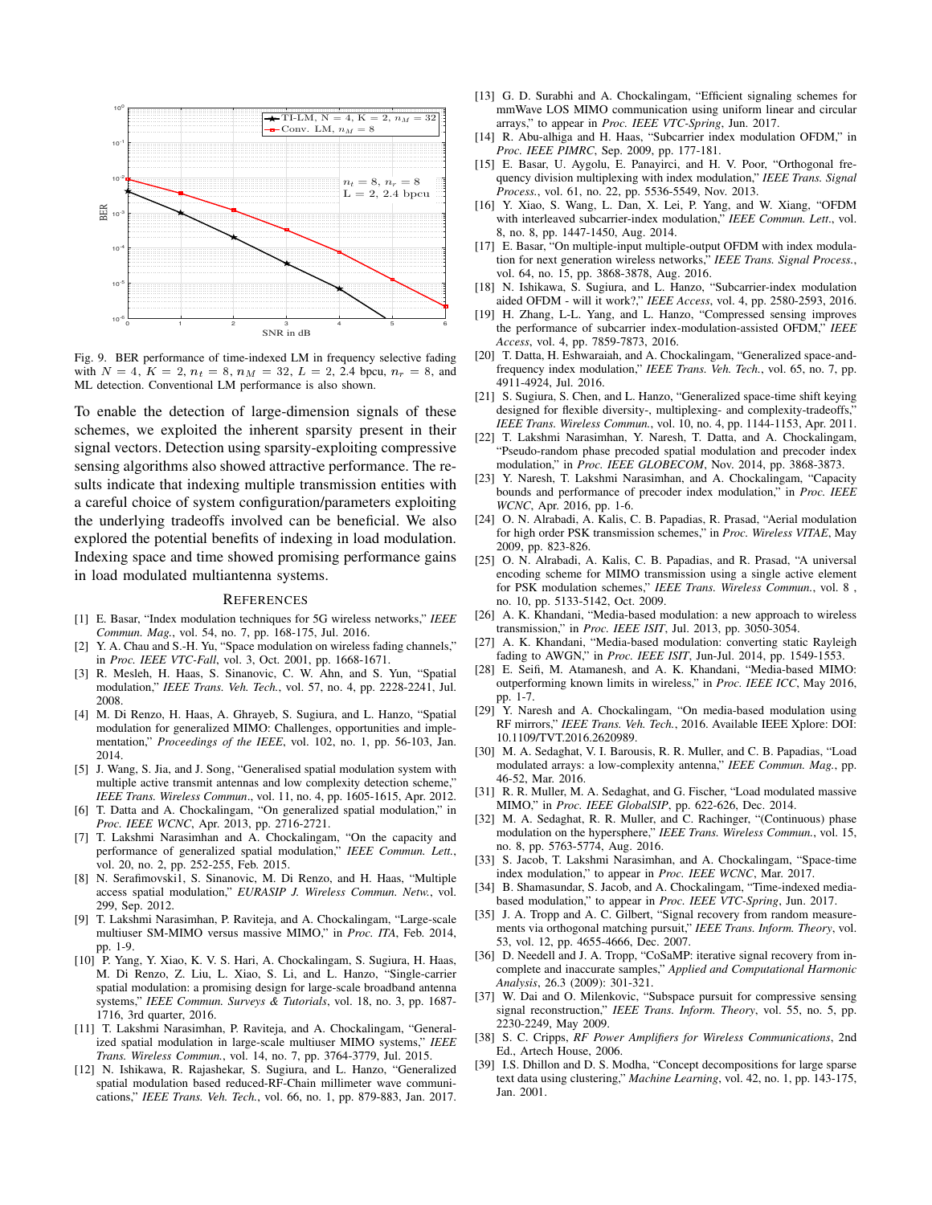TI-LM, N = 4, K = 2, $n_M$ = 32

Conv. LM, $n_M$ = 8

$n_t$ = 8, $n_r$ = 8

L = 2, 2.4 bpcu

BER

SNR in dB

$10^0$

$10^{-1}$

$10^{-2}$

$10^{-3}$

$10^{-4}$

$10^{-5}$

$10^{-6}$

0 1 2 3 4 5 6

Fig. 9. BER performance of time-indexed LM in frequency selective fading with $N = 4$, $K = 2$, $n_t = 8$, $n_M = 32$, $L = 2$, 2.4 bpcu, $n_r = 8$, and ML detection. Conventional LM performance is also shown.

To enable the detection of large-dimension signals of these schemes, we exploited the inherent sparsity present in their signal vectors. Detection using sparsity-exploiting compressive sensing algorithms also showed attractive performance. The results indicate that indexing multiple transmission entities with a careful choice of system configuration/parameters exploiting the underlying tradeoffs involved can be beneficial. We also explored the potential benefits of indexing in load modulation. Indexing space and time showed promising performance gains in load modulated multiantenna systems.

## References

[1] E. Basar, "Index modulation techniques for 5G wireless networks," *IEEE Commun. Mag.*, vol. 54, no. 7, pp. 168-175, Jul. 2016.

[2] Y. A. Chau and S.-H. Yu, "Space modulation on wireless fading channels," in *Proc. IEEE VTC-Fall*, vol. 3, Oct. 2001, pp. 1668-1671.

[3] R. Mesleh, H. Haas, S. Sinanovic, C. W. Ahn, and S. Yun, "Spatial modulation," *IEEE Trans. Veh. Tech.*, vol. 57, no. 4, pp. 2228-2241, Jul. 2008.

[4] M. Di Renzo, H. Haas, A. Ghrayeb, S. Sugiura, and L. Hanzo, "Spatial modulation for generalized MIMO: Challenges, opportunities and implementation," *Proceedings of the IEEE*, vol. 102, no. 1, pp. 56-103, Jan. 2014.

[5] J. Wang, S. Jia, and J. Song, "Generalised spatial modulation system with multiple active transmit antennas and low complexity detection scheme," *IEEE Trans. Wireless Commun*., vol. 11, no. 4, pp. 1605-1615, Apr. 2012.

[6] T. Datta and A. Chockalingam, "On generalized spatial modulation," in *Proc. IEEE WCNC*, Apr. 2013, pp. 2716-2721.

[7] T. Lakshmi Narasimhan and A. Chockalingam, "On the capacity and performance of generalized spatial modulation," *IEEE Commun. Lett.*, vol. 20, no. 2, pp. 252-255, Feb. 2015.

[8] N. Serafimovski1, S. Sinanovic, M. Di Renzo, and H. Haas, "Multiple access spatial modulation," *EURASIP J. Wireless Commun. Netw.*, vol. 299, Sep. 2012.

[9] T. Lakshmi Narasimhan, P. Raviteja, and A. Chockalingam, "Large-scale multiuser SM-MIMO versus massive MIMO," in *Proc. ITA*, Feb. 2014, pp. 1-9.

[10] P. Yang, Y. Xiao, K. V. S. Hari, A. Chockalingam, S. Sugiura, H. Haas, M. Di Renzo, Z. Liu, L. Xiao, S. Li, and L. Hanzo, "Single-carrier spatial modulation: a promising design for large-scale broadband antenna systems," *IEEE Commun. Surveys & Tutorials*, vol. 18, no. 3, pp. 1687-1716, 3rd quarter, 2016.

[11] T. Lakshmi Narasimhan, P. Raviteja, and A. Chockalingam, "Generalized spatial modulation in large-scale multiuser MIMO systems," *IEEE Trans. Wireless Commun.*, vol. 14, no. 7, pp. 3764-3779, Jul. 2015.

[12] N. Ishikawa, R. Rajashekar, S. Sugiura, and L. Hanzo, "Generalized spatial modulation based reduced-RF-Chain millimeter wave communications," *IEEE Trans. Veh. Tech.*, vol. 66, no. 1, pp. 879-883, Jan. 2017.

[13] G. D. Surabhi and A. Chockalingam, "Efficient signaling schemes for mmWave LOS MIMO communication using uniform linear and circular arrays," to appear in *Proc. IEEE VTC-Spring*, Jun. 2017.

[14] R. Abu-alhiga and H. Haas, "Subcarrier index modulation OFDM," in *Proc. IEEE PIMRC*, Sep. 2009, pp. 177-181.

[15] E. Basar, U. Aygolu, E. Panayirci, and H. V. Poor, "Orthogonal frequency division multiplexing with index modulation," *IEEE Trans. Signal Process.*, vol. 61, no. 22, pp. 5536-5549, Nov. 2013.

[16] Y. Xiao, S. Wang, L. Dan, X. Lei, P. Yang, and W. Xiang, "OFDM with interleaved subcarrier-index modulation," *IEEE Commun. Lett*., vol. 8, no. 8, pp. 1447-1450, Aug. 2014.

[17] E. Basar, "On multiple-input multiple-output OFDM with index modulation for next generation wireless networks," *IEEE Trans. Signal Process.*, vol. 64, no. 15, pp. 3868-3878, Aug. 2016.

[18] N. Ishikawa, S. Sugiura, and L. Hanzo, "Subcarrier-index modulation aided OFDM - will it work?," *IEEE Access*, vol. 4, pp. 2580-2593, 2016.

[19] H. Zhang, L-L. Yang, and L. Hanzo, "Compressed sensing improves the performance of subcarrier index-modulation-assisted OFDM," *IEEE Access*, vol. 4, pp. 7859-7873, 2016.

[20] T. Datta, H. Eshwaraiah, and A. Chockalingam, "Generalized space-and-frequency index modulation," *IEEE Trans. Veh. Tech.*, vol. 65, no. 7, pp. 4911-4924, Jul. 2016.

[21] S. Sugiura, S. Chen, and L. Hanzo, "Generalized space-time shift keying designed for flexible diversity-, multiplexing- and complexity-tradeoffs," *IEEE Trans. Wireless Commun.*, vol. 10, no. 4, pp. 1144-1153, Apr. 2011.

[22] T. Lakshmi Narasimhan, Y. Naresh, T. Datta, and A. Chockalingam, "Pseudo-random phase precoded spatial modulation and precoder index modulation," in *Proc. IEEE GLOBECOM*, Nov. 2014, pp. 3868-3873.

[23] Y. Naresh, T. Lakshmi Narasimhan, and A. Chockalingam, "Capacity bounds and performance of precoder index modulation," in *Proc. IEEE WCNC*, Apr. 2016, pp. 1-6.

[24] O. N. Alrabadi, A. Kalis, C. B. Papadias, R. Prasad, "Aerial modulation for high order PSK transmission schemes," in *Proc. Wireless VITAE*, May 2009, pp. 823-826.

[25] O. N. Alrabadi, A. Kalis, C. B. Papadias, and R. Prasad, "A universal encoding scheme for MIMO transmission using a single active element for PSK modulation schemes," *IEEE Trans. Wireless Commun.*, vol. 8 , no. 10, pp. 5133-5142, Oct. 2009.

[26] A. K. Khandani, "Media-based modulation: a new approach to wireless transmission," in *Proc. IEEE ISIT*, Jul. 2013, pp. 3050-3054.

[27] A. K. Khandani, "Media-based modulation: converting static Rayleigh fading to AWGN," in *Proc. IEEE ISIT*, Jun-Jul. 2014, pp. 1549-1553.

[28] E. Seifi, M. Atamanesh, and A. K. Khandani, "Media-based MIMO: outperforming known limits in wireless," in *Proc. IEEE ICC*, May 2016, pp. 1-7.

[29] Y. Naresh and A. Chockalingam, "On media-based modulation using RF mirrors," *IEEE Trans. Veh. Tech.*, 2016. Available IEEE Xplore: DOI: 10.1109/TVT.2016.2620989.

[30] M. A. Sedaghat, V. I. Barousis, R. R. Muller, and C. B. Papadias, "Load modulated arrays: a low-complexity antenna," *IEEE Commun. Mag.*, pp. 46-52, Mar. 2016.

[31] R. R. Muller, M. A. Sedaghat, and G. Fischer, "Load modulated massive MIMO," in *Proc. IEEE GlobalSIP*, pp. 622-626, Dec. 2014.

[32] M. A. Sedaghat, R. R. Muller, and C. Rachinger, "(Continuous) phase modulation on the hypersphere," *IEEE Trans. Wireless Commun.*, vol. 15, no. 8, pp. 5763-5774, Aug. 2016.

[33] S. Jacob, T. Lakshmi Narasimhan, and A. Chockalingam, "Space-time index modulation," to appear in *Proc. IEEE WCNC*, Mar. 2017.

[34] B. Shamasundar, S. Jacob, and A. Chockalingam, "Time-indexed media-based modulation," to appear in *Proc. IEEE VTC-Spring*, Jun. 2017.

[35] J. A. Tropp and A. C. Gilbert, "Signal recovery from random measurements via orthogonal matching pursuit," *IEEE Trans. Inform. Theory*, vol. 53, vol. 12, pp. 4655-4666, Dec. 2007.

[36] D. Needell and J. A. Tropp, "CoSaMP: iterative signal recovery from incomplete and inaccurate samples," *Applied and Computational Harmonic Analysis*, 26.3 (2009): 301-321.

[37] W. Dai and O. Milenkovic, "Subspace pursuit for compressive sensing signal reconstruction," *IEEE Trans. Inform. Theory*, vol. 55, no. 5, pp. 2230-2249, May 2009.

[38] S. C. Cripps, *RF Power Amplifiers for Wireless Communications*, 2nd Ed., Artech House, 2006.

[39] I.S. Dhillon and D. S. Modha, "Concept decompositions for large sparse text data using clustering," *Machine Learning*, vol. 42, no. 1, pp. 143-175, Jan. 2001.